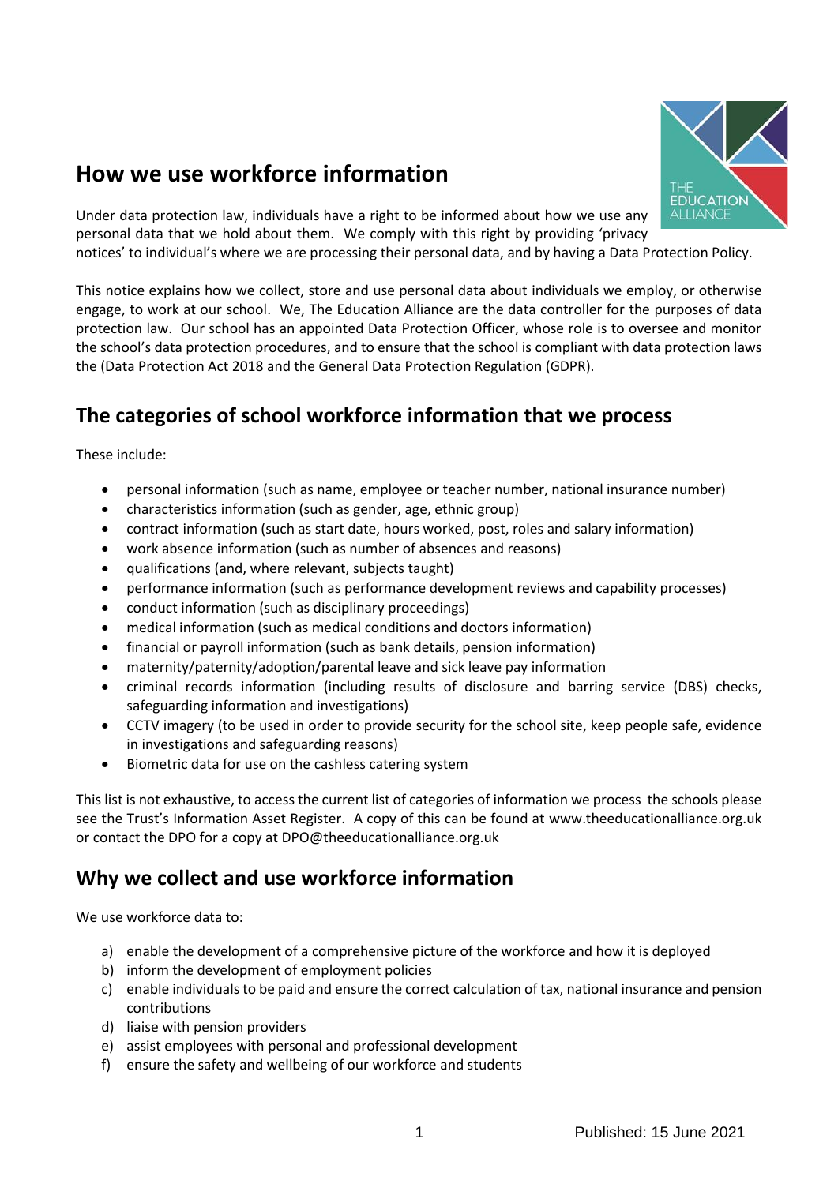# How we use workforce information

Under data protection law, individuals have a right to be informed about how we use any personal data that we hold about them. We comply with this right by providing 'privacy notices' to individual's where we are processing their personal data, and by having a Data Protection Policy.

This notice explains how we collect, store and use personal data about individuals we employ, or otherwise engage, to work at our school. We, The Education Alliance are the data controller for the purposes of data protection law. Our school has an appointed Data Protection Officer, whose role is to oversee and monitor the school's data protection procedures, and to ensure that the school is compliant with data protection laws the (Data Protection Act 2018 and the General Data Protection Regulation (GDPR).

## The categories of school workforce information that we process

These include:

- personal information (such as name, employee or teacher number, national insurance number)
- characteristics information (such as gender, age, ethnic group)
- contract information (such as start date, hours worked, post, roles and salary information)
- work absence information (such as number of absences and reasons)
- qualifications (and, where relevant, subjects taught)
- performance information (such as performance development reviews and capability processes)
- conduct information (such as disciplinary proceedings)
- medical information (such as medical conditions and doctors information)
- financial or payroll information (such as bank details, pension information)
- maternity/paternity/adoption/parental leave and sick leave pay information
- criminal records information (including results of disclosure and barring service (DBS) checks, safeguarding information and investigations)
- CCTV imagery (to be used in order to provide security for the school site, keep people safe, evidence in investigations and safeguarding reasons)
- Biometric data for use on the cashless catering system

This list is not exhaustive, to access the current list of categories of information we process the schools please see the Trust's Information Asset Register. A copy of this can be found at www.theeducationalliance.org.uk or contact the DPO for a copy at DPO@theeducationalliance.org.uk

## Why we collect and use workforce information

We use workforce data to:

a) enable the development of a comprehensive picture of the workforce and how it is deployed
b) inform the development of employment policies
c) enable individuals to be paid and ensure the correct calculation of tax, national insurance and pension contributions
d) liaise with pension providers
e) assist employees with personal and professional development
f) ensure the safety and wellbeing of our workforce and students

Published: 15 June 2021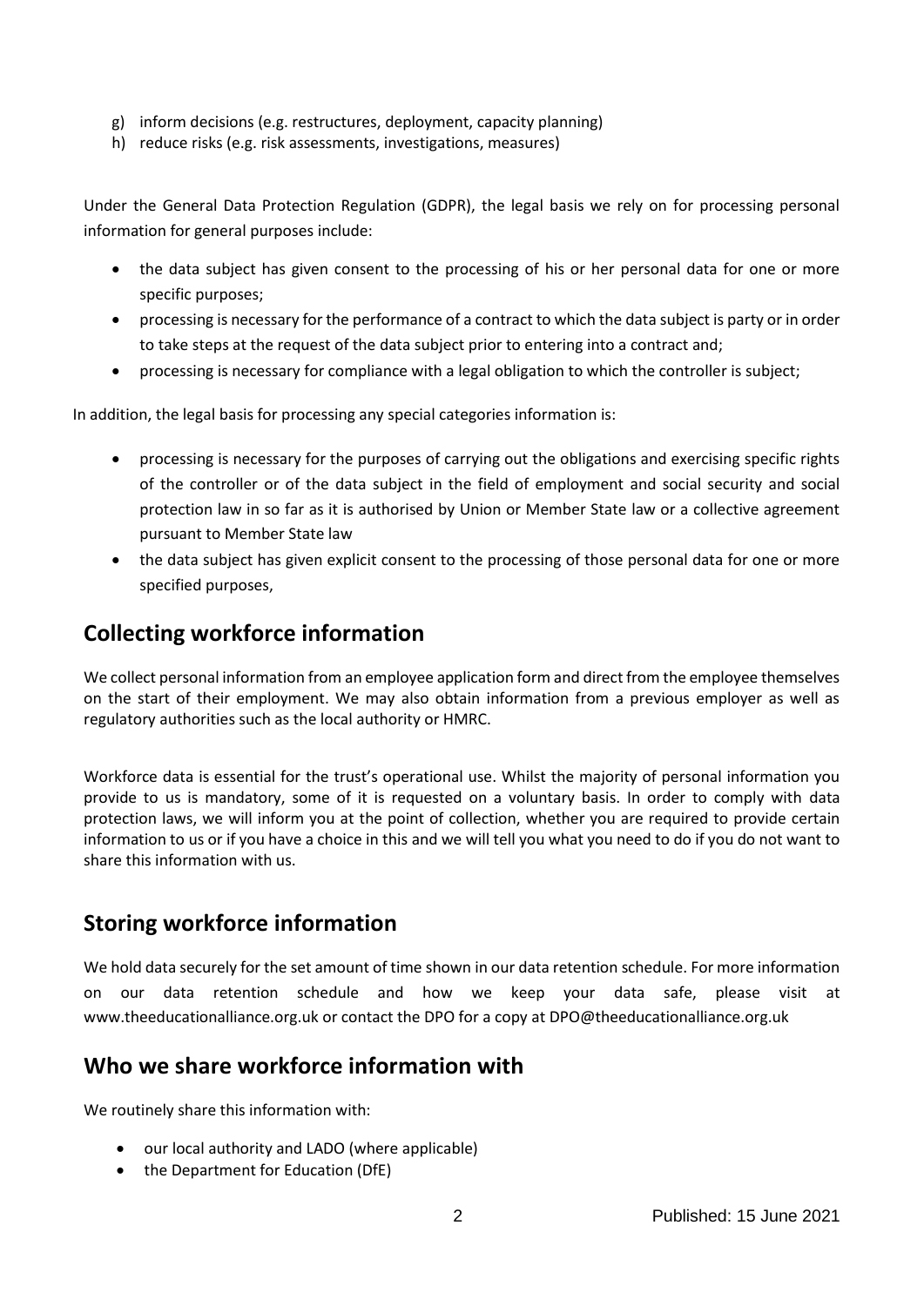g) inform decisions (e.g. restructures, deployment, capacity planning)
h) reduce risks (e.g. risk assessments, investigations, measures)

Under the General Data Protection Regulation (GDPR), the legal basis we rely on for processing personal information for general purposes include:

- the data subject has given consent to the processing of his or her personal data for one or more specific purposes;
- processing is necessary for the performance of a contract to which the data subject is party or in order to take steps at the request of the data subject prior to entering into a contract and;
- processing is necessary for compliance with a legal obligation to which the controller is subject;

In addition, the legal basis for processing any special categories information is:

- processing is necessary for the purposes of carrying out the obligations and exercising specific rights of the controller or of the data subject in the field of employment and social security and social protection law in so far as it is authorised by Union or Member State law or a collective agreement pursuant to Member State law
- the data subject has given explicit consent to the processing of those personal data for one or more specified purposes,

## Collecting workforce information

We collect personal information from an employee application form and direct from the employee themselves on the start of their employment. We may also obtain information from a previous employer as well as regulatory authorities such as the local authority or HMRC.

Workforce data is essential for the trust's operational use. Whilst the majority of personal information you provide to us is mandatory, some of it is requested on a voluntary basis. In order to comply with data protection laws, we will inform you at the point of collection, whether you are required to provide certain information to us or if you have a choice in this and we will tell you what you need to do if you do not want to share this information with us.

## Storing workforce information

We hold data securely for the set amount of time shown in our data retention schedule. For more information on our data retention schedule and how we keep your data safe, please visit at www.theeducationalliance.org.uk or contact the DPO for a copy at DPO@theeducationalliance.org.uk

## Who we share workforce information with

We routinely share this information with:

- our local authority and LADO (where applicable)
- the Department for Education (DfE)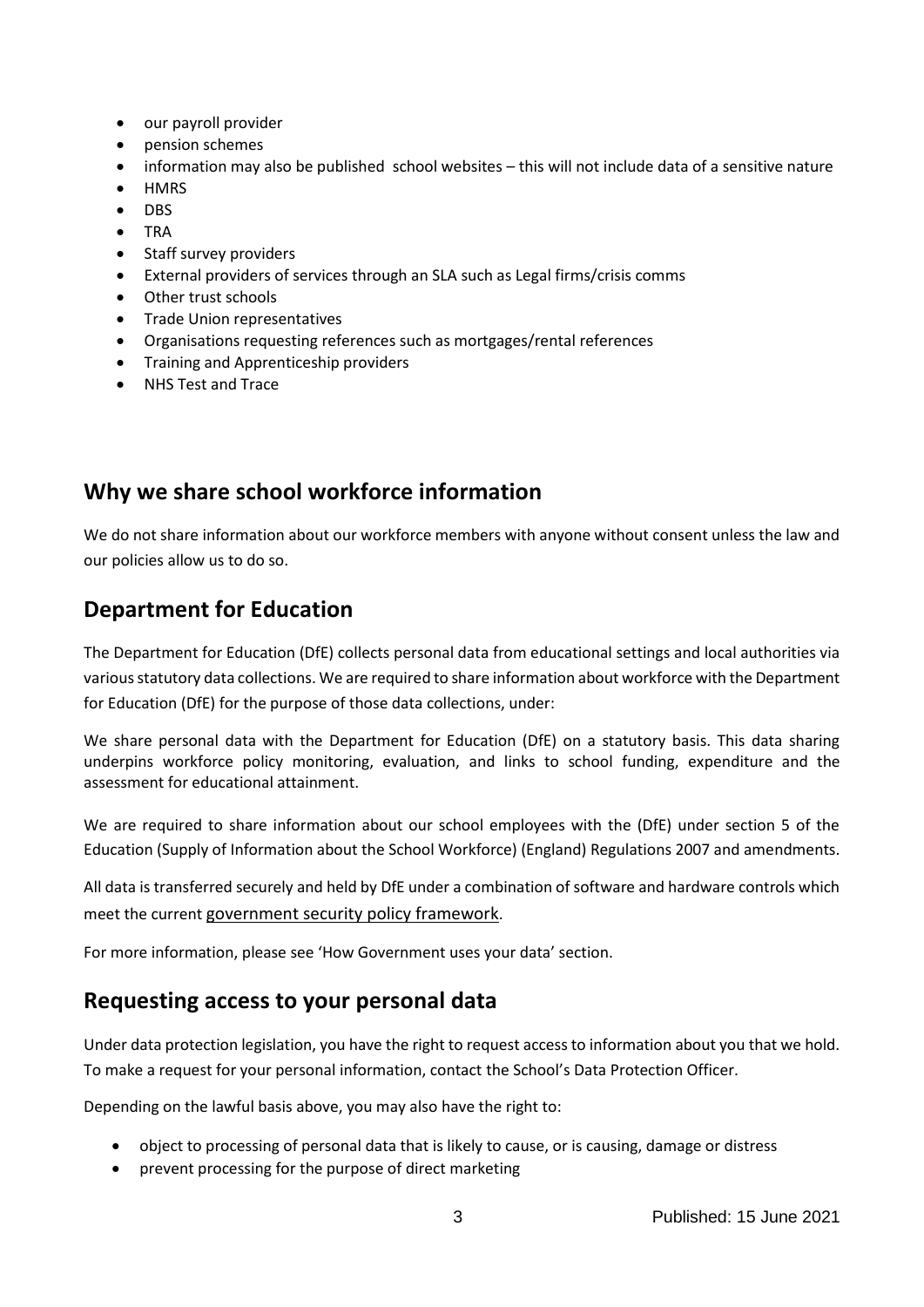- our payroll provider
- pension schemes
- information may also be published school websites – this will not include data of a sensitive nature
- HMRS
- DBS
- TRA
- Staff survey providers
- External providers of services through an SLA such as Legal firms/crisis comms
- Other trust schools
- Trade Union representatives
- Organisations requesting references such as mortgages/rental references
- Training and Apprenticeship providers
- NHS Test and Trace

## Why we share school workforce information

We do not share information about our workforce members with anyone without consent unless the law and our policies allow us to do so.

## Department for Education

The Department for Education (DfE) collects personal data from educational settings and local authorities via various statutory data collections. We are required to share information about workforce with the Department for Education (DfE) for the purpose of those data collections, under:

We share personal data with the Department for Education (DfE) on a statutory basis. This data sharing underpins workforce policy monitoring, evaluation, and links to school funding, expenditure and the assessment for educational attainment.

We are required to share information about our school employees with the (DfE) under section 5 of the Education (Supply of Information about the School Workforce) (England) Regulations 2007 and amendments.

All data is transferred securely and held by DfE under a combination of software and hardware controls which meet the current government security policy framework.

For more information, please see 'How Government uses your data' section.

## Requesting access to your personal data

Under data protection legislation, you have the right to request access to information about you that we hold. To make a request for your personal information, contact the School's Data Protection Officer.

Depending on the lawful basis above, you may also have the right to:

- object to processing of personal data that is likely to cause, or is causing, damage or distress
- prevent processing for the purpose of direct marketing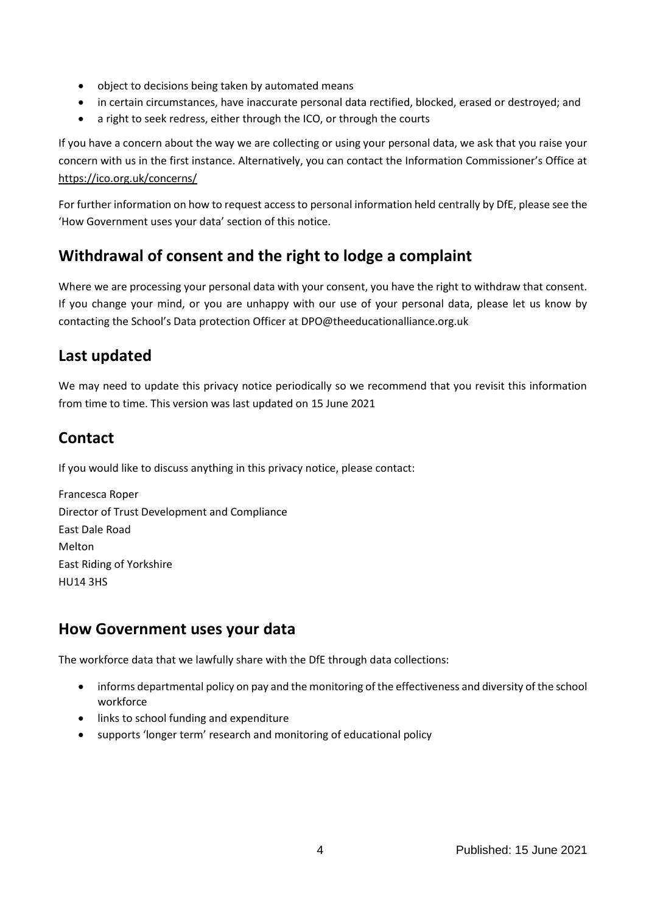- object to decisions being taken by automated means
- in certain circumstances, have inaccurate personal data rectified, blocked, erased or destroyed; and
- a right to seek redress, either through the ICO, or through the courts

If you have a concern about the way we are collecting or using your personal data, we ask that you raise your concern with us in the first instance. Alternatively, you can contact the Information Commissioner's Office at https://ico.org.uk/concerns/

For further information on how to request access to personal information held centrally by DfE, please see the 'How Government uses your data' section of this notice.

## Withdrawal of consent and the right to lodge a complaint

Where we are processing your personal data with your consent, you have the right to withdraw that consent. If you change your mind, or you are unhappy with our use of your personal data, please let us know by contacting the School's Data protection Officer at DPO@theeducationalliance.org.uk

## Last updated

We may need to update this privacy notice periodically so we recommend that you revisit this information from time to time. This version was last updated on 15 June 2021

## Contact

If you would like to discuss anything in this privacy notice, please contact:

Francesca Roper
Director of Trust Development and Compliance
East Dale Road
Melton
East Riding of Yorkshire
HU14 3HS

## How Government uses your data

The workforce data that we lawfully share with the DfE through data collections:

- informs departmental policy on pay and the monitoring of the effectiveness and diversity of the school workforce
- links to school funding and expenditure
- supports 'longer term' research and monitoring of educational policy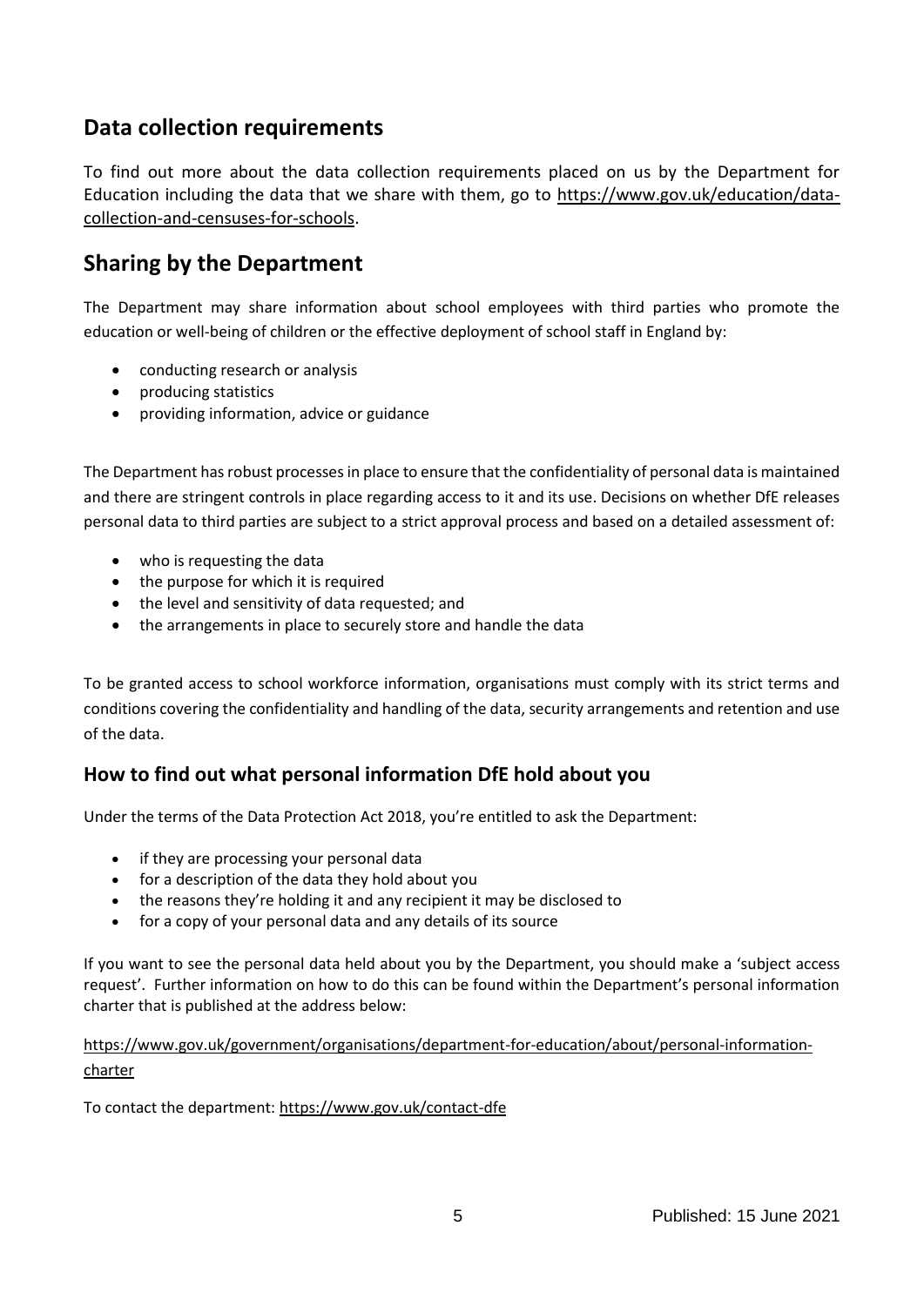## Data collection requirements

To find out more about the data collection requirements placed on us by the Department for Education including the data that we share with them, go to https://www.gov.uk/education/data-collection-and-censuses-for-schools.

## Sharing by the Department

The Department may share information about school employees with third parties who promote the education or well-being of children or the effective deployment of school staff in England by:

- conducting research or analysis
- producing statistics
- providing information, advice or guidance

The Department has robust processes in place to ensure that the confidentiality of personal data is maintained and there are stringent controls in place regarding access to it and its use. Decisions on whether DfE releases personal data to third parties are subject to a strict approval process and based on a detailed assessment of:

- who is requesting the data
- the purpose for which it is required
- the level and sensitivity of data requested; and
- the arrangements in place to securely store and handle the data

To be granted access to school workforce information, organisations must comply with its strict terms and conditions covering the confidentiality and handling of the data, security arrangements and retention and use of the data.

### How to find out what personal information DfE hold about you

Under the terms of the Data Protection Act 2018, you're entitled to ask the Department:

- if they are processing your personal data
- for a description of the data they hold about you
- the reasons they're holding it and any recipient it may be disclosed to
- for a copy of your personal data and any details of its source

If you want to see the personal data held about you by the Department, you should make a 'subject access request'. Further information on how to do this can be found within the Department's personal information charter that is published at the address below:

https://www.gov.uk/government/organisations/department-for-education/about/personal-information-charter

To contact the department: https://www.gov.uk/contact-dfe

Published: 15 June 2021